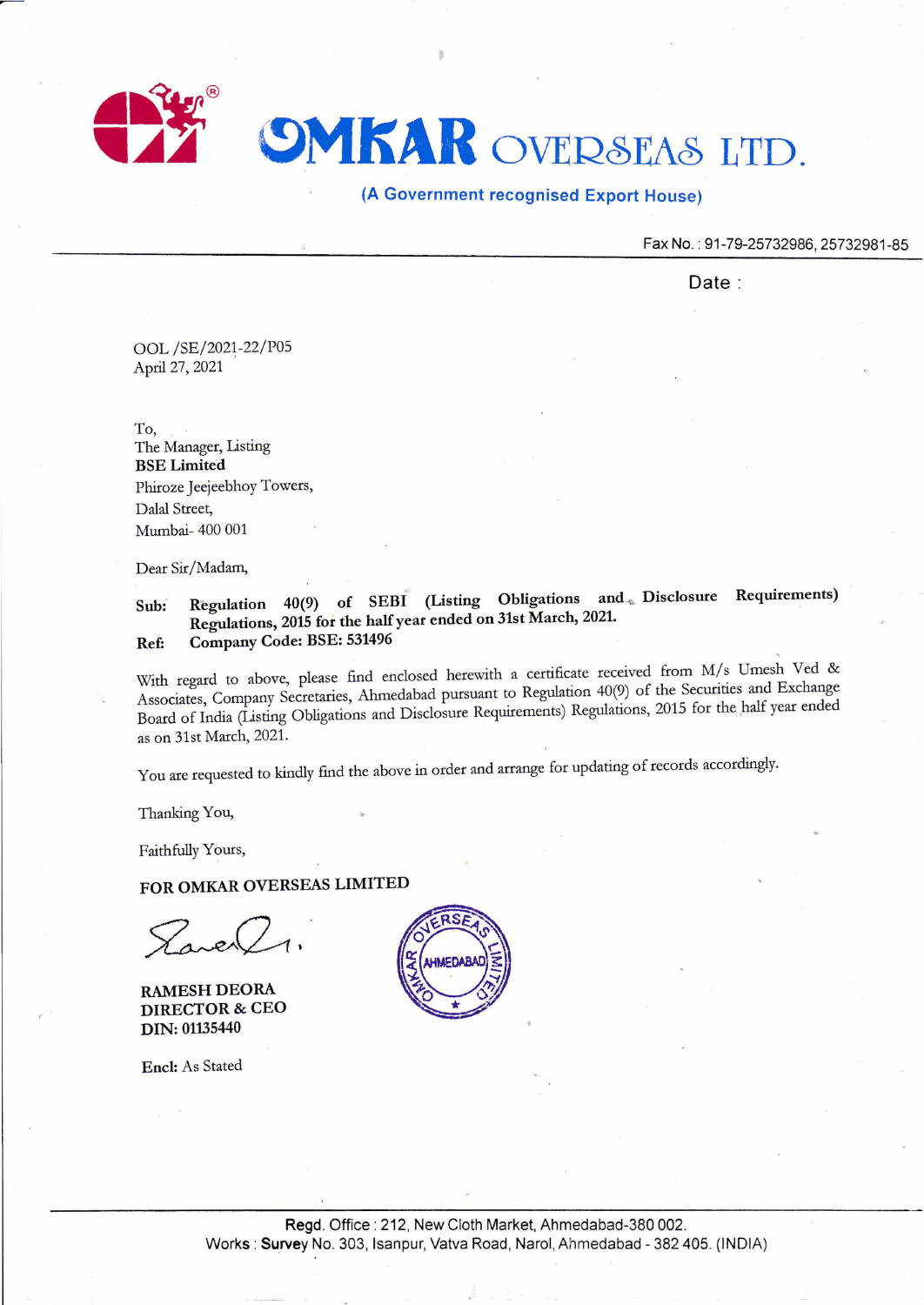# OMKAR OVERSEAS LTD.

(A Government recognised Export House)

Fax No. : 91-79-25732986, 25732981-85

Date :

OOL /SE/2021-22/P05
April 27, 2021

To,
The Manager, Listing
**BSE Limited**
Phiroze Jeejeebhoy Towers,
Dalal Street,
Mumbai- 400 001

Dear Sir/Madam,

**Sub: Regulation 40(9) of SEBI (Listing Obligations and Disclosure Requirements) Regulations, 2015 for the half year ended on 31st March, 2021.**
**Ref: Company Code: BSE: 531496**

With regard to above, please find enclosed herewith a certificate received from M/s Umesh Ved & Associates, Company Secretaries, Ahmedabad pursuant to Regulation 40(9) of the Securities and Exchange Board of India (Listing Obligations and Disclosure Requirements) Regulations, 2015 for the half year ended as on 31st March, 2021.

You are requested to kindly find the above in order and arrange for updating of records accordingly.

Thanking You,

Faithfully Yours,

**FOR OMKAR OVERSEAS LIMITED**

**RAMESH DEORA**
**DIRECTOR & CEO**
**DIN: 01135440**

**Encl:** As Stated

Regd. Office : 212, New Cloth Market, Ahmedabad-380 002.
Works : Survey No. 303, Isanpur, Vatva Road, Narol, Ahmedabad - 382 405. (INDIA)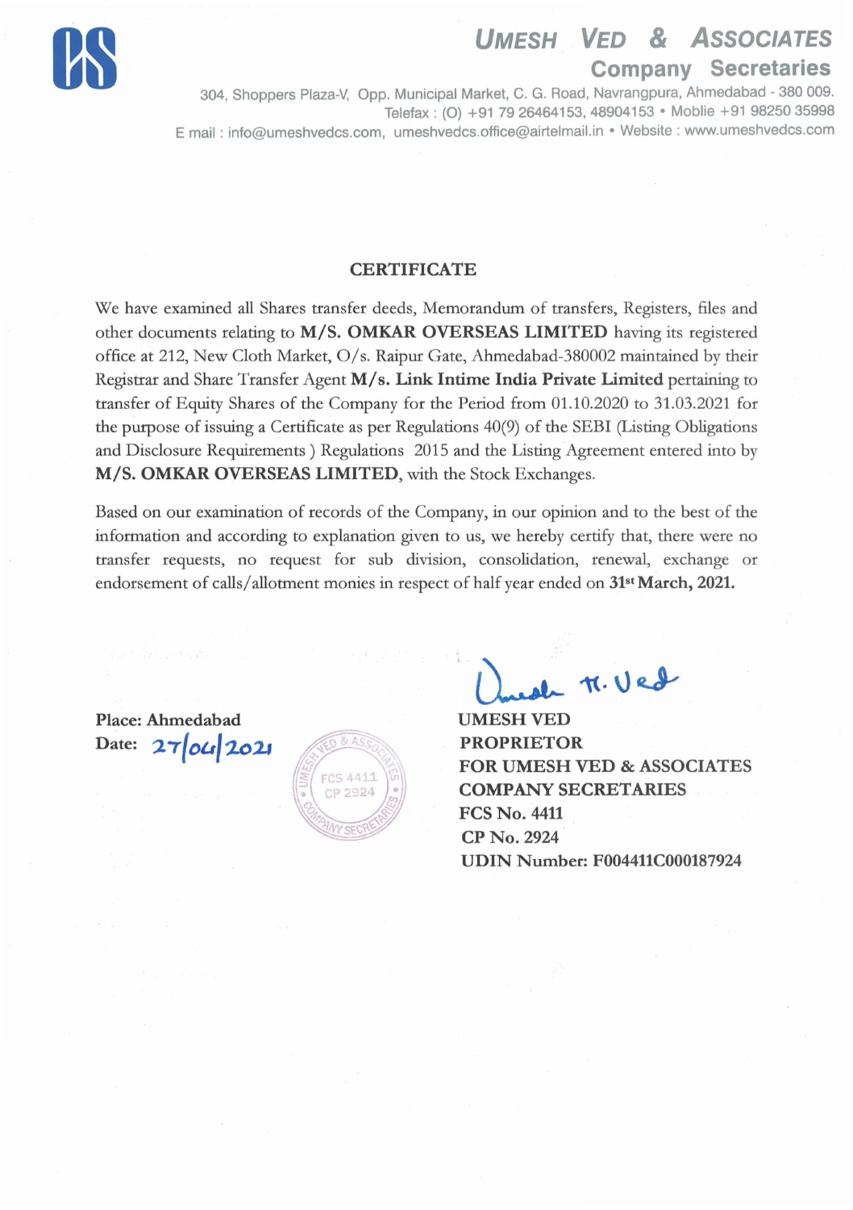# UMESH VED & ASSOCIATES

**Company Secretaries**

304, Shoppers Plaza-V, Opp. Municipal Market, C. G. Road, Navrangpura, Ahmedabad - 380 009.
Telefax : (O) +91 79 26464153, 48904153 • Moblie +91 98250 35998
E mail : info@umeshvedcs.com, umeshvedcs.office@airtelmail.in • Website : www.umeshvedcs.com

## CERTIFICATE

We have examined all Shares transfer deeds, Memorandum of transfers, Registers, files and other documents relating to **M/S. OMKAR OVERSEAS LIMITED** having its registered office at 212, New Cloth Market, O/s. Raipur Gate, Ahmedabad-380002 maintained by their Registrar and Share Transfer Agent **M/s. Link Intime India Private Limited** pertaining to transfer of Equity Shares of the Company for the Period from 01.10.2020 to 31.03.2021 for the purpose of issuing a Certificate as per Regulations 40(9) of the SEBI (Listing Obligations and Disclosure Requirements ) Regulations 2015 and the Listing Agreement entered into by **M/S. OMKAR OVERSEAS LIMITED**, with the Stock Exchanges.

Based on our examination of records of the Company, in our opinion and to the best of the information and according to explanation given to us, we hereby certify that, there were no transfer requests, no request for sub division, consolidation, renewal, exchange or endorsement of calls/allotment monies in respect of half year ended on **31st March, 2021.**

**Place: Ahmedabad**
**Date:** 27/04/2021

Umesh H. Ved

**UMESH VED**
**PROPRIETOR**
**FOR UMESH VED & ASSOCIATES**
**COMPANY SECRETARIES**
**FCS No. 4411**
**CP No. 2924**
**UDIN Number: F004411C000187924**

UMESH VED & ASSOCIATES COMPANY SECRETARIES FCS 4411 CP 2924